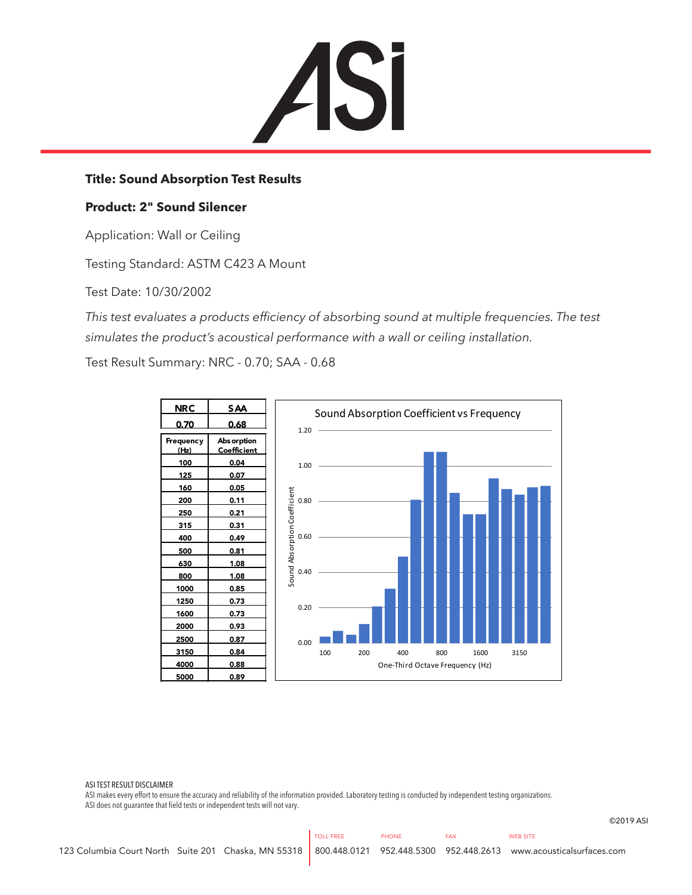**Title: Sound Absorption Test Results**

**Product: 2" Sound Silencer**

Application: Wall or Ceiling

Testing Standard: ASTM C423 A Mount

Test Date: 10/30/2002

*This test evaluates a products efficiency of absorbing sound at multiple frequencies. The test simulates the product's acoustical performance with a wall or ceiling installation.*

Test Result Summary: NRC - 0.70; SAA - 0.68

| NRC | SAA |
|---|---|
| 0.70 | 0.68 |

| Frequency (Hz) | Absorption Coefficient |
|---|---|
| 100 | 0.04 |
| 125 | 0.07 |
| 160 | 0.05 |
| 200 | 0.11 |
| 250 | 0.21 |
| 315 | 0.31 |
| 400 | 0.49 |
| 500 | 0.81 |
| 630 | 1.08 |
| 800 | 1.08 |
| 1000 | 0.85 |
| 1250 | 0.73 |
| 1600 | 0.73 |
| 2000 | 0.93 |
| 2500 | 0.87 |
| 3150 | 0.84 |
| 4000 | 0.88 |
| 5000 | 0.89 |

Sound Absorption Coefficient vs Frequency

ASI TEST RESULT DISCLAIMER
ASI makes every effort to ensure the accuracy and reliability of the information provided. Laboratory testing is conducted by independent testing organizations. ASI does not guarantee that field tests or independent tests will not vary.

©2019 ASI

123 Columbia Court North Suite 201 Chaska, MN 55318 | TOLL FREE 800.448.0121 | PHONE 952.448.5300 | FAX 952.448.2613 | WEB SITE www.acousticalsurfaces.com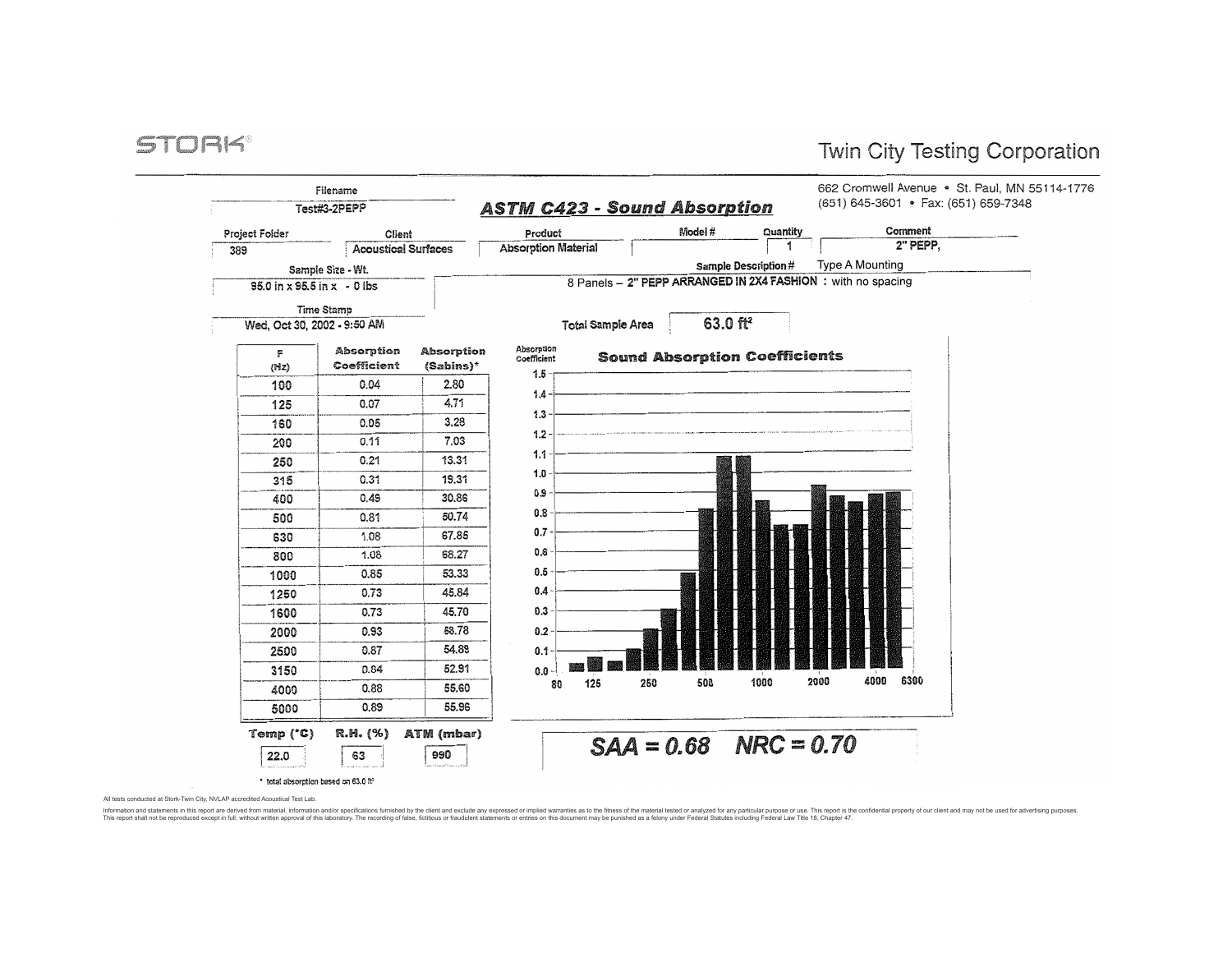STORK®

# Twin City Testing Corporation

662 Cromwell Avenue • St. Paul, MN 55114-1776
(651) 645-3601 • Fax: (651) 659-7348

## *ASTM C423 - Sound Absorption*

| Filename | Project Folder | Client | Product | Model # | Quantity | Comment |
|---|---|---|---|---|---|---|
| Test#3-2PEPP | 389 | Acoustical Surfaces | Absorption Material | | 1 | 2" PEPP, |

**Sample Size - Wt.:** 95.0 in x 95.5 in x - 0 lbs

**Sample Description #:** Type A Mounting
8 Panels – **2" PEPP ARRANGED IN 2X4 FASHION** : with no spacing

**Time Stamp:** Wed, Oct 30, 2002 - 9:50 AM

**Total Sample Area:** 63.0 ft²

| F (Hz) | Absorption Coefficient | Absorption (Sabins)* |
|---|---|---|
| 100 | 0.04 | 2.80 |
| 125 | 0.07 | 4.71 |
| 160 | 0.05 | 3.28 |
| 200 | 0.11 | 7.03 |
| 250 | 0.21 | 13.31 |
| 315 | 0.31 | 19.31 |
| 400 | 0.49 | 30.86 |
| 500 | 0.81 | 50.74 |
| 630 | 1.08 | 67.85 |
| 800 | 1.08 | 68.27 |
| 1000 | 0.85 | 53.33 |
| 1250 | 0.73 | 45.84 |
| 1600 | 0.73 | 45.70 |
| 2000 | 0.93 | 58.78 |
| 2500 | 0.87 | 54.89 |
| 3150 | 0.84 | 52.91 |
| 4000 | 0.88 | 55.60 |
| 5000 | 0.89 | 55.96 |

**Sound Absorption Coefficients**

Absorption Coefficient

1.5
1.4
1.3
1.2
1.1
1.0
0.9
0.8
0.7
0.6
0.5
0.4
0.3
0.2
0.1
0.0

80 125 250 500 1000 2000 4000 6300

| Temp (°C) | R.H. (%) | ATM (mbar) |
|---|---|---|
| 22.0 | 63 | 990 |

***SAA = 0.68 NRC = 0.70***

\* total absorption based on 63.0 ft²

All tests conducted at Stork-Twin City, NVLAP accredited Acoustical Test Lab.

Information and statements in this report are derived from material, information and/or specifications furnished by the client and exclude any expressed or implied warranties as to the fitness of the material tested or analyzed for any particular purpose or use. This report is the confidential property of our client and may not be used for advertising purposes. This report shall not be reproduced except in full, without written approval of this laboratory. The recording of false, fictitious or fraudulent statements or entries on this document may be punished as a felony under Federal Statutes including Federal Law Title 18, Chapter 47.